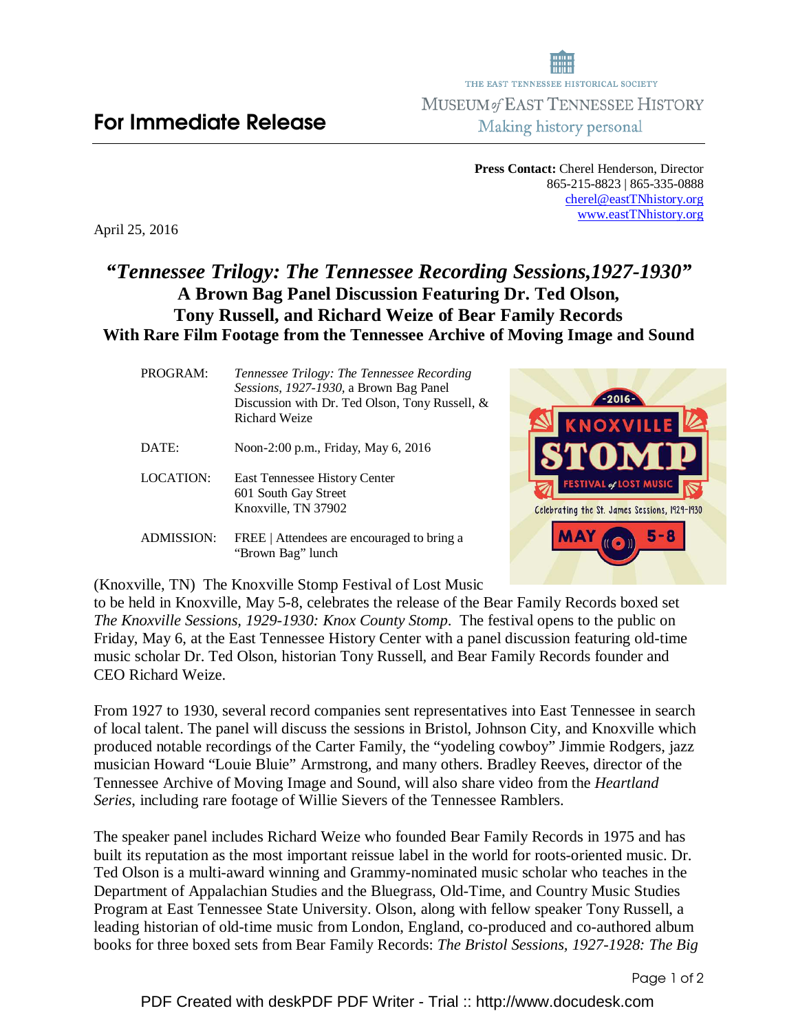THE EAST TENNESSEE HISTORICAL SOCIETY
MUSEUM *of* EAST TENNESSEE HISTORY
Making history personal

# For Immediate Release

**Press Contact:** Cherel Henderson, Director
865-215-8823 | 865-335-0888
cherel@eastTNhistory.org
www.eastTNhistory.org

April 25, 2016

## *"Tennessee Trilogy: The Tennessee Recording Sessions,1927-1930"*
## A Brown Bag Panel Discussion Featuring Dr. Ted Olson, Tony Russell, and Richard Weize of Bear Family Records
### With Rare Film Footage from the Tennessee Archive of Moving Image and Sound

| | |
|---|---|
| PROGRAM: | *Tennessee Trilogy: The Tennessee Recording Sessions, 1927-1930*, a Brown Bag Panel Discussion with Dr. Ted Olson, Tony Russell, & Richard Weize |
| DATE: | Noon-2:00 p.m., Friday, May 6, 2016 |
| LOCATION: | East Tennessee History Center<br>601 South Gay Street<br>Knoxville, TN 37902 |
| ADMISSION: | FREE \| Attendees are encouraged to bring a "Brown Bag" lunch |

-2016- KNOXVILLE STOMP FESTIVAL *of* LOST MUSIC
Celebrating the St. James Sessions, 1929-1930
MAY 5-8

(Knoxville, TN) The Knoxville Stomp Festival of Lost Music to be held in Knoxville, May 5-8, celebrates the release of the Bear Family Records boxed set *The Knoxville Sessions, 1929-1930: Knox County Stomp*. The festival opens to the public on Friday, May 6, at the East Tennessee History Center with a panel discussion featuring old-time music scholar Dr. Ted Olson, historian Tony Russell, and Bear Family Records founder and CEO Richard Weize.

From 1927 to 1930, several record companies sent representatives into East Tennessee in search of local talent. The panel will discuss the sessions in Bristol, Johnson City, and Knoxville which produced notable recordings of the Carter Family, the "yodeling cowboy" Jimmie Rodgers, jazz musician Howard "Louie Bluie" Armstrong, and many others. Bradley Reeves, director of the Tennessee Archive of Moving Image and Sound, will also share video from the *Heartland Series*, including rare footage of Willie Sievers of the Tennessee Ramblers.

The speaker panel includes Richard Weize who founded Bear Family Records in 1975 and has built its reputation as the most important reissue label in the world for roots-oriented music. Dr. Ted Olson is a multi-award winning and Grammy-nominated music scholar who teaches in the Department of Appalachian Studies and the Bluegrass, Old-Time, and Country Music Studies Program at East Tennessee State University. Olson, along with fellow speaker Tony Russell, a leading historian of old-time music from London, England, co-produced and co-authored album books for three boxed sets from Bear Family Records: *The Bristol Sessions, 1927-1928: The Big*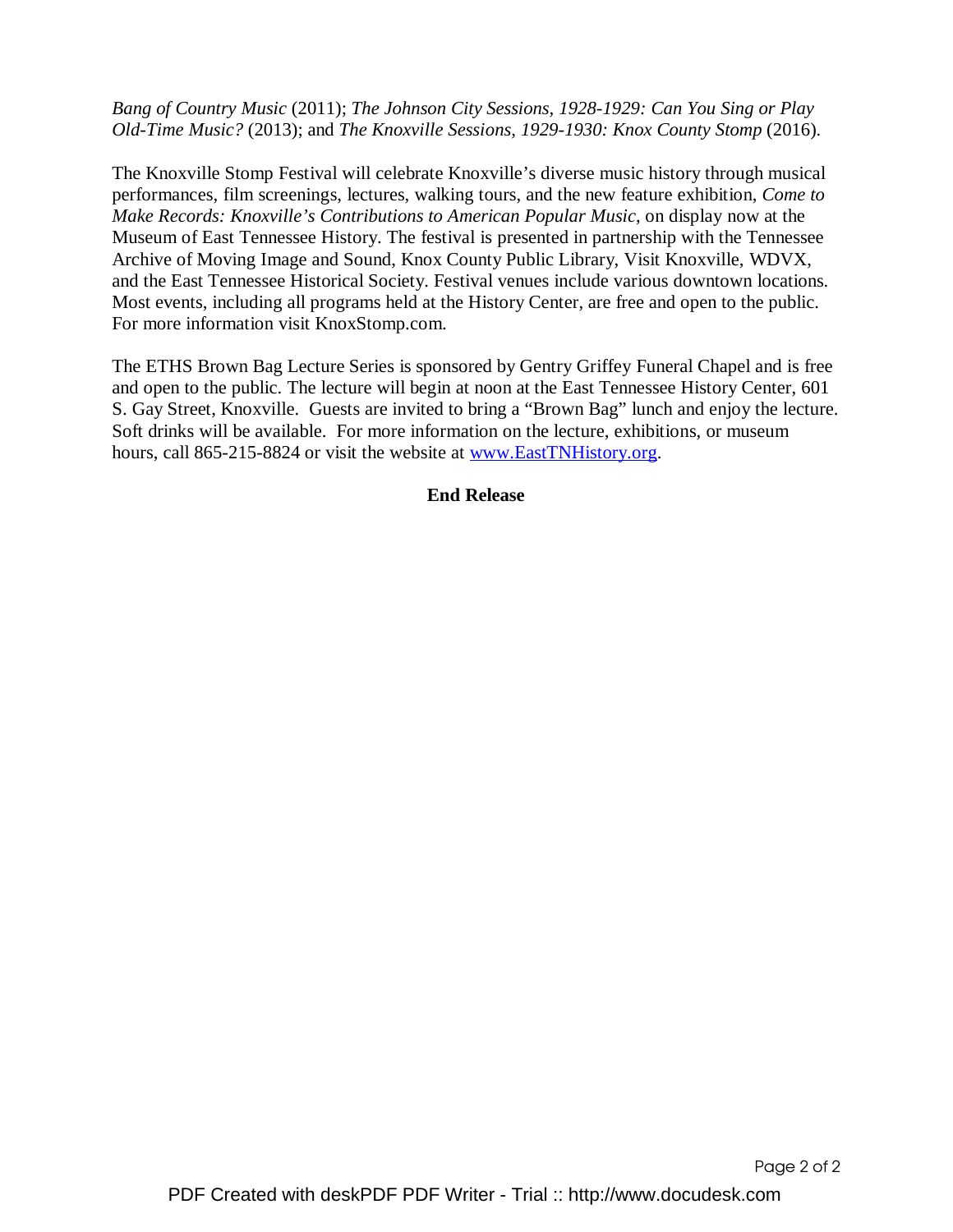*Bang of Country Music* (2011); *The Johnson City Sessions, 1928-1929: Can You Sing or Play Old-Time Music?* (2013); and *The Knoxville Sessions, 1929-1930: Knox County Stomp* (2016).

The Knoxville Stomp Festival will celebrate Knoxville's diverse music history through musical performances, film screenings, lectures, walking tours, and the new feature exhibition, *Come to Make Records: Knoxville's Contributions to American Popular Music*, on display now at the Museum of East Tennessee History. The festival is presented in partnership with the Tennessee Archive of Moving Image and Sound, Knox County Public Library, Visit Knoxville, WDVX, and the East Tennessee Historical Society. Festival venues include various downtown locations. Most events, including all programs held at the History Center, are free and open to the public. For more information visit KnoxStomp.com.

The ETHS Brown Bag Lecture Series is sponsored by Gentry Griffey Funeral Chapel and is free and open to the public. The lecture will begin at noon at the East Tennessee History Center, 601 S. Gay Street, Knoxville. Guests are invited to bring a "Brown Bag" lunch and enjoy the lecture. Soft drinks will be available. For more information on the lecture, exhibitions, or museum hours, call 865-215-8824 or visit the website at [www.EastTNHistory.org](http://www.EastTNHistory.org).

**End Release**

PDF Created with deskPDF PDF Writer - Trial :: http://www.docudesk.com